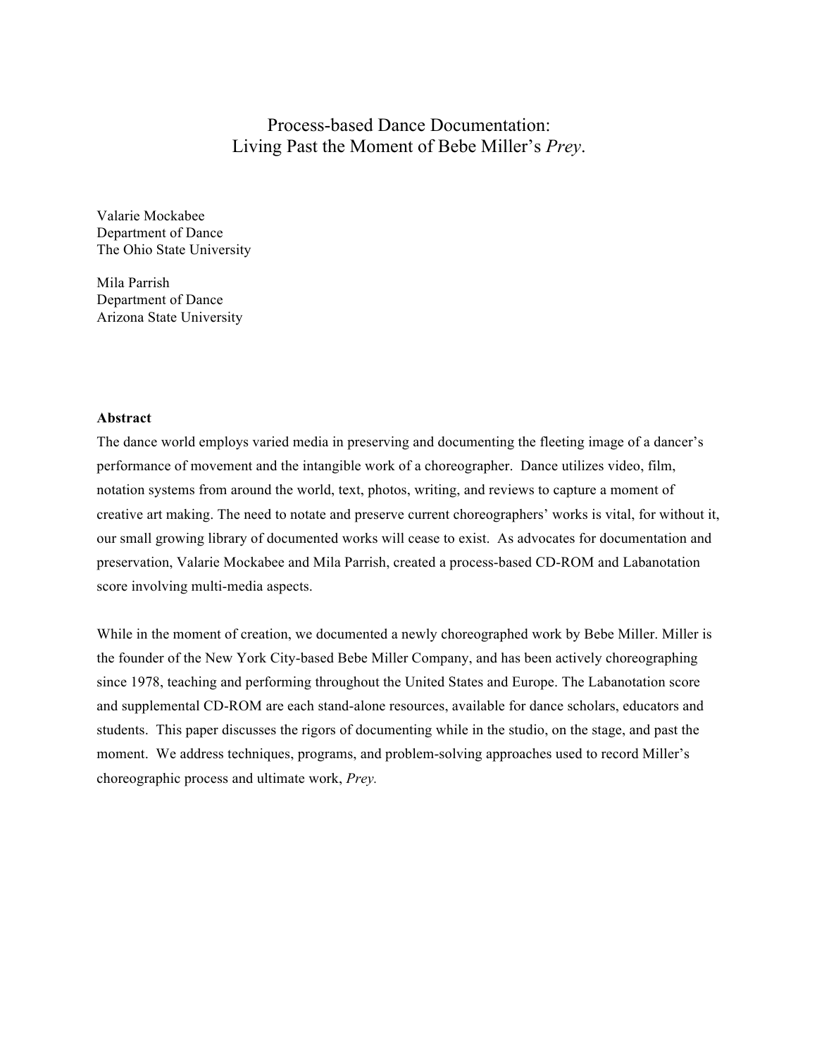# Process-based Dance Documentation:
# Living Past the Moment of Bebe Miller's *Prey*.

Valarie Mockabee
Department of Dance
The Ohio State University

Mila Parrish
Department of Dance
Arizona State University

**Abstract**

The dance world employs varied media in preserving and documenting the fleeting image of a dancer's performance of movement and the intangible work of a choreographer. Dance utilizes video, film, notation systems from around the world, text, photos, writing, and reviews to capture a moment of creative art making. The need to notate and preserve current choreographers' works is vital, for without it, our small growing library of documented works will cease to exist. As advocates for documentation and preservation, Valarie Mockabee and Mila Parrish, created a process-based CD-ROM and Labanotation score involving multi-media aspects.

While in the moment of creation, we documented a newly choreographed work by Bebe Miller. Miller is the founder of the New York City-based Bebe Miller Company, and has been actively choreographing since 1978, teaching and performing throughout the United States and Europe. The Labanotation score and supplemental CD-ROM are each stand-alone resources, available for dance scholars, educators and students. This paper discusses the rigors of documenting while in the studio, on the stage, and past the moment. We address techniques, programs, and problem-solving approaches used to record Miller's choreographic process and ultimate work, *Prey.*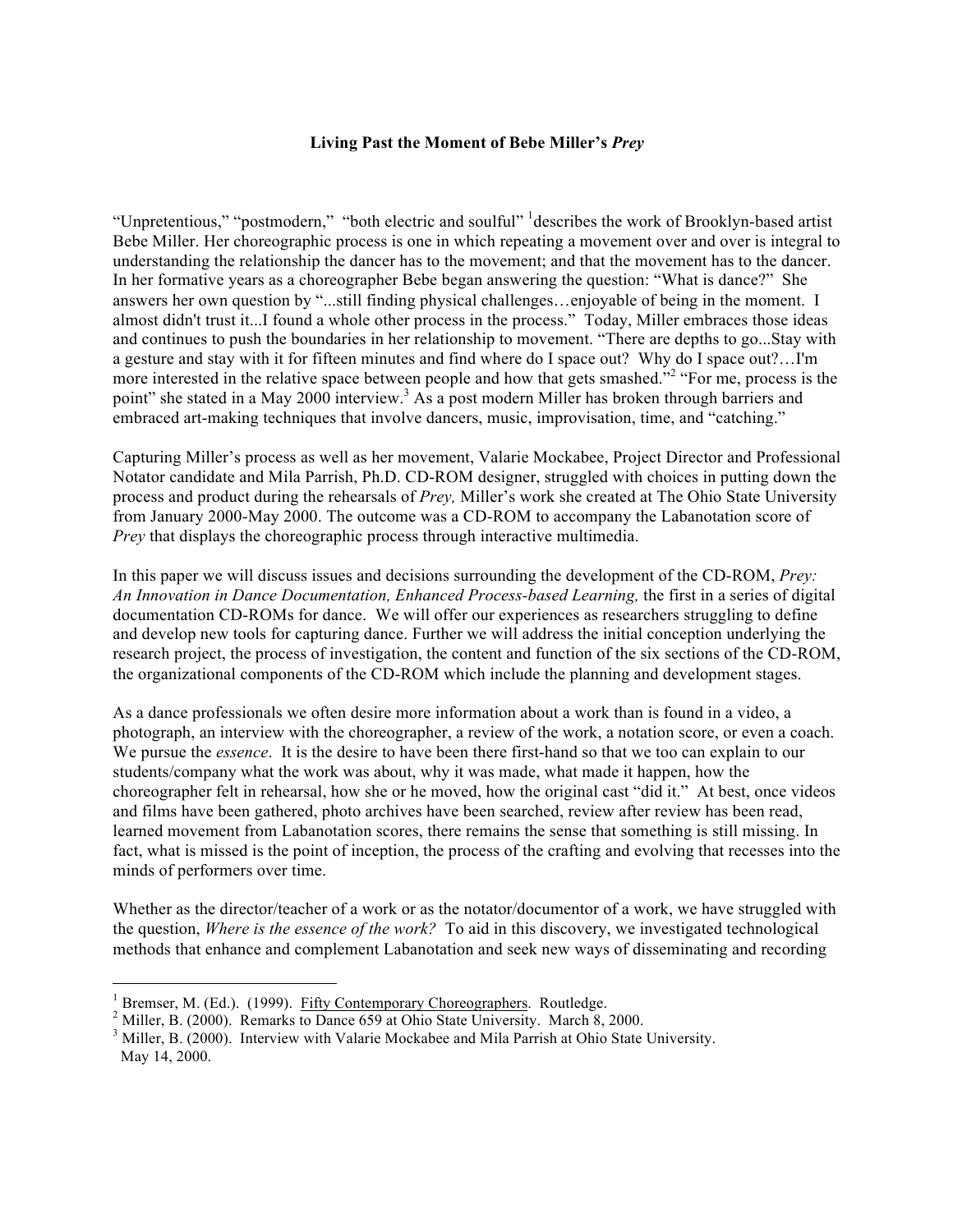**Living Past the Moment of Bebe Miller's *Prey***

"Unpretentious," "postmodern," "both electric and soulful" [1]describes the work of Brooklyn-based artist Bebe Miller. Her choreographic process is one in which repeating a movement over and over is integral to understanding the relationship the dancer has to the movement; and that the movement has to the dancer. In her formative years as a choreographer Bebe began answering the question: "What is dance?" She answers her own question by "...still finding physical challenges…enjoyable of being in the moment. I almost didn't trust it...I found a whole other process in the process." Today, Miller embraces those ideas and continues to push the boundaries in her relationship to movement. "There are depths to go...Stay with a gesture and stay with it for fifteen minutes and find where do I space out? Why do I space out?…I'm more interested in the relative space between people and how that gets smashed."[2] "For me, process is the point" she stated in a May 2000 interview.[3] As a post modern Miller has broken through barriers and embraced art-making techniques that involve dancers, music, improvisation, time, and "catching."

Capturing Miller's process as well as her movement, Valarie Mockabee, Project Director and Professional Notator candidate and Mila Parrish, Ph.D. CD-ROM designer, struggled with choices in putting down the process and product during the rehearsals of *Prey,* Miller's work she created at The Ohio State University from January 2000-May 2000. The outcome was a CD-ROM to accompany the Labanotation score of *Prey* that displays the choreographic process through interactive multimedia.

In this paper we will discuss issues and decisions surrounding the development of the CD-ROM, *Prey: An Innovation in Dance Documentation, Enhanced Process-based Learning,* the first in a series of digital documentation CD-ROMs for dance. We will offer our experiences as researchers struggling to define and develop new tools for capturing dance. Further we will address the initial conception underlying the research project, the process of investigation, the content and function of the six sections of the CD-ROM, the organizational components of the CD-ROM which include the planning and development stages.

As a dance professionals we often desire more information about a work than is found in a video, a photograph, an interview with the choreographer, a review of the work, a notation score, or even a coach. We pursue the *essence*. It is the desire to have been there first-hand so that we too can explain to our students/company what the work was about, why it was made, what made it happen, how the choreographer felt in rehearsal, how she or he moved, how the original cast "did it." At best, once videos and films have been gathered, photo archives have been searched, review after review has been read, learned movement from Labanotation scores, there remains the sense that something is still missing. In fact, what is missed is the point of inception, the process of the crafting and evolving that recesses into the minds of performers over time.

Whether as the director/teacher of a work or as the notator/documentor of a work, we have struggled with the question, *Where is the essence of the work?* To aid in this discovery, we investigated technological methods that enhance and complement Labanotation and seek new ways of disseminating and recording

---

[1] Bremser, M. (Ed.). (1999). Fifty Contemporary Choreographers. Routledge.

[2] Miller, B. (2000). Remarks to Dance 659 at Ohio State University. March 8, 2000.

[3] Miller, B. (2000). Interview with Valarie Mockabee and Mila Parrish at Ohio State University. May 14, 2000.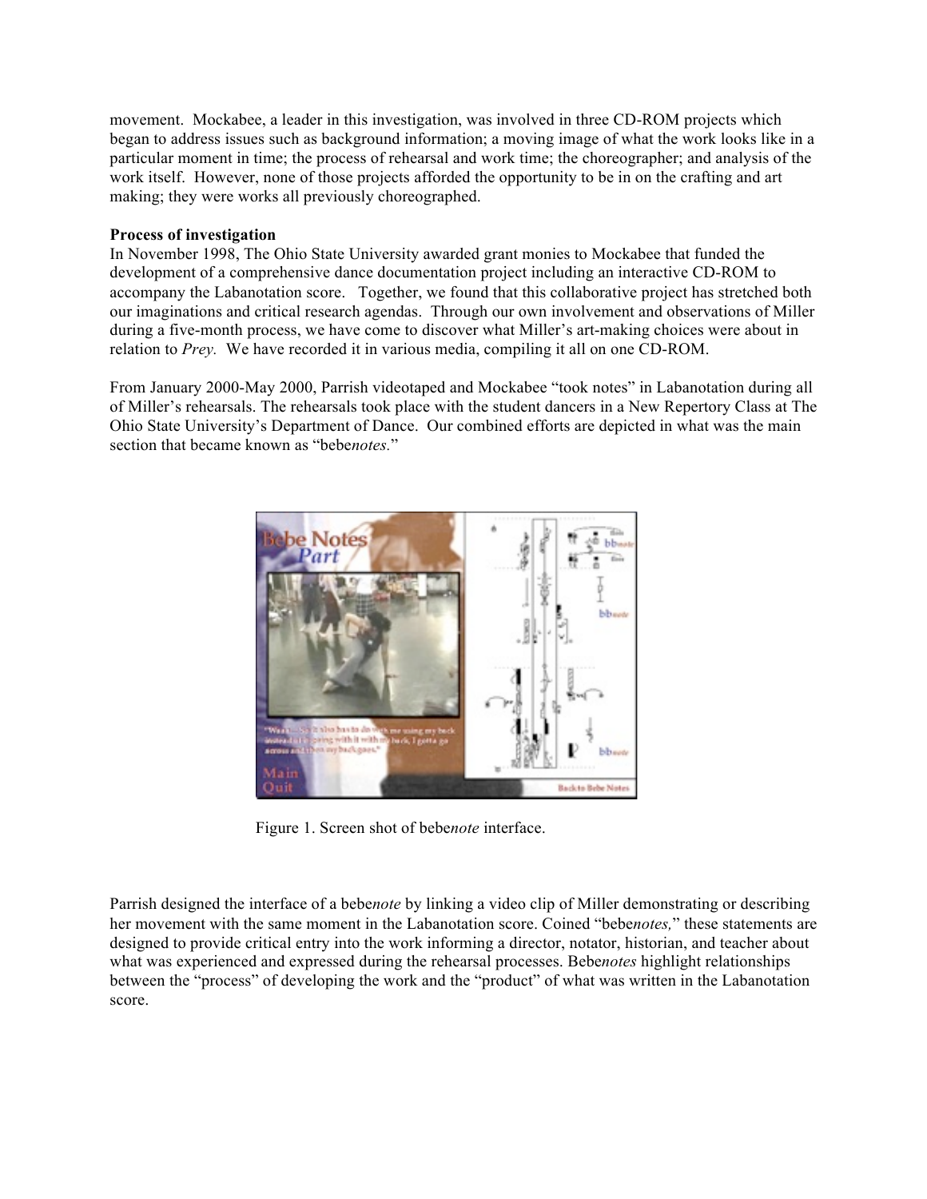movement. Mockabee, a leader in this investigation, was involved in three CD-ROM projects which began to address issues such as background information; a moving image of what the work looks like in a particular moment in time; the process of rehearsal and work time; the choreographer; and analysis of the work itself. However, none of those projects afforded the opportunity to be in on the crafting and art making; they were works all previously choreographed.

**Process of investigation**

In November 1998, The Ohio State University awarded grant monies to Mockabee that funded the development of a comprehensive dance documentation project including an interactive CD-ROM to accompany the Labanotation score. Together, we found that this collaborative project has stretched both our imaginations and critical research agendas. Through our own involvement and observations of Miller during a five-month process, we have come to discover what Miller's art-making choices were about in relation to *Prey.* We have recorded it in various media, compiling it all on one CD-ROM.

From January 2000-May 2000, Parrish videotaped and Mockabee "took notes" in Labanotation during all of Miller's rehearsals. The rehearsals took place with the student dancers in a New Repertory Class at The Ohio State University's Department of Dance. Our combined efforts are depicted in what was the main section that became known as "bebe*notes.*"

Figure 1. Screen shot of bebe*note* interface.

Parrish designed the interface of a bebe*note* by linking a video clip of Miller demonstrating or describing her movement with the same moment in the Labanotation score. Coined "bebe*notes,*" these statements are designed to provide critical entry into the work informing a director, notator, historian, and teacher about what was experienced and expressed during the rehearsal processes. Bebe*notes* highlight relationships between the "process" of developing the work and the "product" of what was written in the Labanotation score.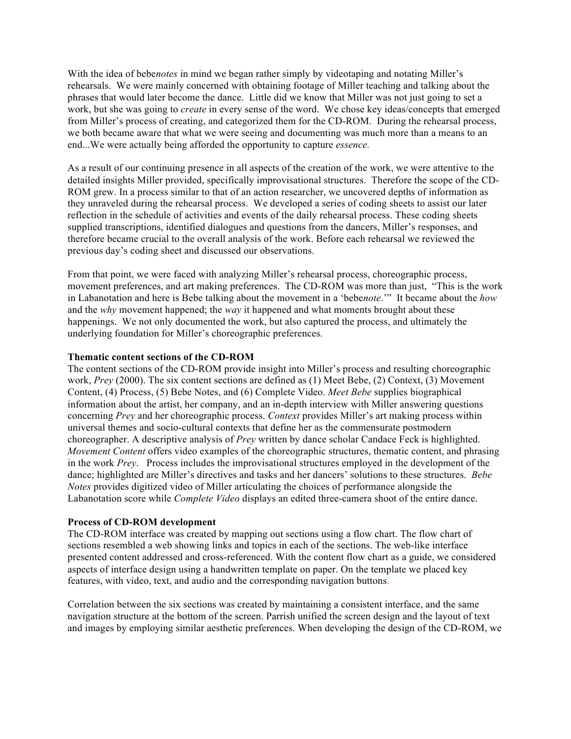With the idea of bebe*notes* in mind we began rather simply by videotaping and notating Miller's rehearsals. We were mainly concerned with obtaining footage of Miller teaching and talking about the phrases that would later become the dance. Little did we know that Miller was not just going to set a work, but she was going to *create* in every sense of the word. We chose key ideas/concepts that emerged from Miller's process of creating, and categorized them for the CD-ROM. During the rehearsal process, we both became aware that what we were seeing and documenting was much more than a means to an end...We were actually being afforded the opportunity to capture *essence.*

As a result of our continuing presence in all aspects of the creation of the work, we were attentive to the detailed insights Miller provided, specifically improvisational structures. Therefore the scope of the CD-ROM grew. In a process similar to that of an action researcher, we uncovered depths of information as they unraveled during the rehearsal process. We developed a series of coding sheets to assist our later reflection in the schedule of activities and events of the daily rehearsal process. These coding sheets supplied transcriptions, identified dialogues and questions from the dancers, Miller's responses, and therefore became crucial to the overall analysis of the work. Before each rehearsal we reviewed the previous day's coding sheet and discussed our observations.

From that point, we were faced with analyzing Miller's rehearsal process, choreographic process, movement preferences, and art making preferences. The CD-ROM was more than just, "This is the work in Labanotation and here is Bebe talking about the movement in a 'bebe*note*.'" It became about the *how* and the *why* movement happened; the *way* it happened and what moments brought about these happenings. We not only documented the work, but also captured the process, and ultimately the underlying foundation for Miller's choreographic preferences.

**Thematic content sections of the CD-ROM**

The content sections of the CD-ROM provide insight into Miller's process and resulting choreographic work, *Prey* (2000). The six content sections are defined as (1) Meet Bebe, (2) Context, (3) Movement Content, (4) Process, (5) Bebe Notes, and (6) Complete Video. *Meet Bebe* supplies biographical information about the artist, her company, and an in-depth interview with Miller answering questions concerning *Prey* and her choreographic process. *Context* provides Miller's art making process within universal themes and socio-cultural contexts that define her as the commensurate postmodern choreographer. A descriptive analysis of *Prey* written by dance scholar Candace Feck is highlighted. *Movement Content* offers video examples of the choreographic structures, thematic content, and phrasing in the work *Prey*. Process includes the improvisational structures employed in the development of the dance; highlighted are Miller's directives and tasks and her dancers' solutions to these structures. *Bebe Notes* provides digitized video of Miller articulating the choices of performance alongside the Labanotation score while *Complete Video* displays an edited three-camera shoot of the entire dance.

**Process of CD-ROM development**

The CD-ROM interface was created by mapping out sections using a flow chart. The flow chart of sections resembled a web showing links and topics in each of the sections. The web-like interface presented content addressed and cross-referenced. With the content flow chart as a guide, we considered aspects of interface design using a handwritten template on paper. On the template we placed key features, with video, text, and audio and the corresponding navigation buttons.

Correlation between the six sections was created by maintaining a consistent interface, and the same navigation structure at the bottom of the screen. Parrish unified the screen design and the layout of text and images by employing similar aesthetic preferences. When developing the design of the CD-ROM, we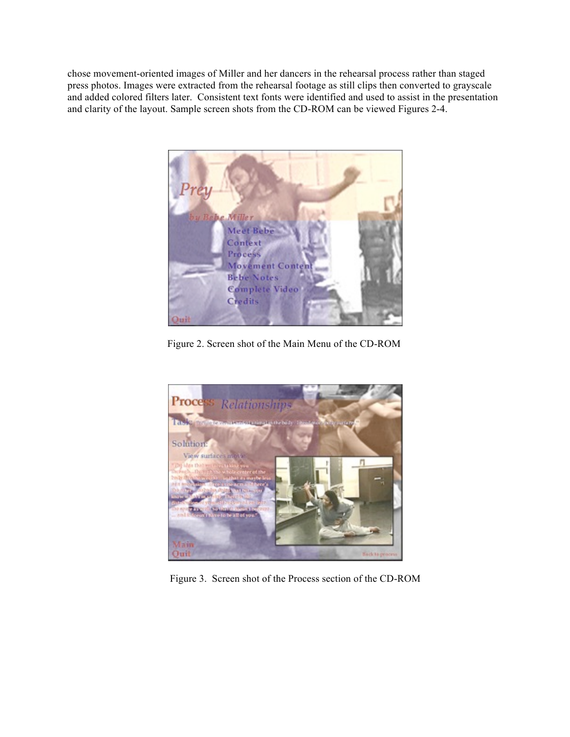chose movement-oriented images of Miller and her dancers in the rehearsal process rather than staged press photos. Images were extracted from the rehearsal footage as still clips then converted to grayscale and added colored filters later. Consistent text fonts were identified and used to assist in the presentation and clarity of the layout. Sample screen shots from the CD-ROM can be viewed Figures 2-4.

Figure 2. Screen shot of the Main Menu of the CD-ROM

Figure 3. Screen shot of the Process section of the CD-ROM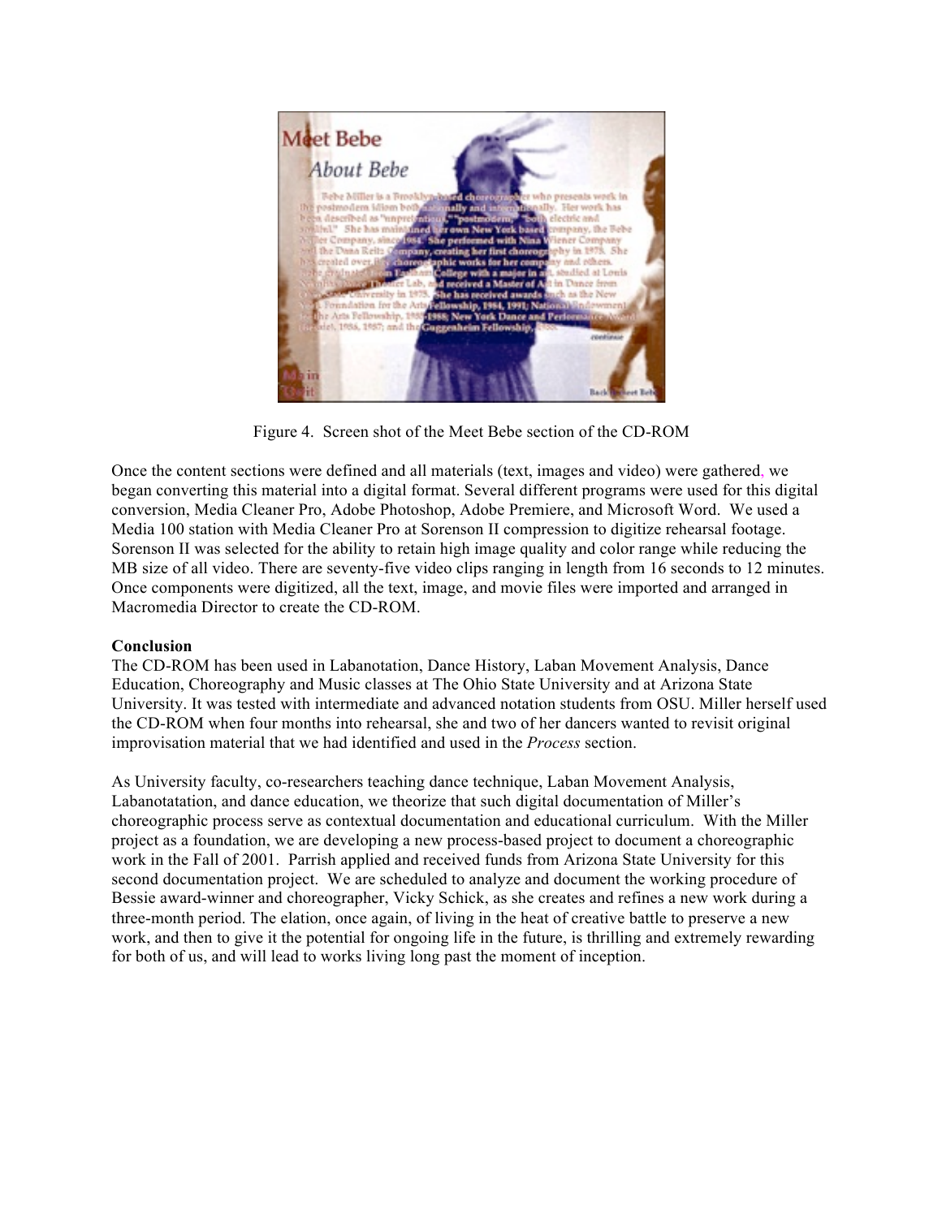Figure 4. Screen shot of the Meet Bebe section of the CD-ROM

Once the content sections were defined and all materials (text, images and video) were gathered, we began converting this material into a digital format. Several different programs were used for this digital conversion, Media Cleaner Pro, Adobe Photoshop, Adobe Premiere, and Microsoft Word. We used a Media 100 station with Media Cleaner Pro at Sorenson II compression to digitize rehearsal footage. Sorenson II was selected for the ability to retain high image quality and color range while reducing the MB size of all video. There are seventy-five video clips ranging in length from 16 seconds to 12 minutes. Once components were digitized, all the text, image, and movie files were imported and arranged in Macromedia Director to create the CD-ROM.

**Conclusion**

The CD-ROM has been used in Labanotation, Dance History, Laban Movement Analysis, Dance Education, Choreography and Music classes at The Ohio State University and at Arizona State University. It was tested with intermediate and advanced notation students from OSU. Miller herself used the CD-ROM when four months into rehearsal, she and two of her dancers wanted to revisit original improvisation material that we had identified and used in the *Process* section.

As University faculty, co-researchers teaching dance technique, Laban Movement Analysis, Labanotatation, and dance education, we theorize that such digital documentation of Miller's choreographic process serve as contextual documentation and educational curriculum. With the Miller project as a foundation, we are developing a new process-based project to document a choreographic work in the Fall of 2001. Parrish applied and received funds from Arizona State University for this second documentation project. We are scheduled to analyze and document the working procedure of Bessie award-winner and choreographer, Vicky Schick, as she creates and refines a new work during a three-month period. The elation, once again, of living in the heat of creative battle to preserve a new work, and then to give it the potential for ongoing life in the future, is thrilling and extremely rewarding for both of us, and will lead to works living long past the moment of inception.